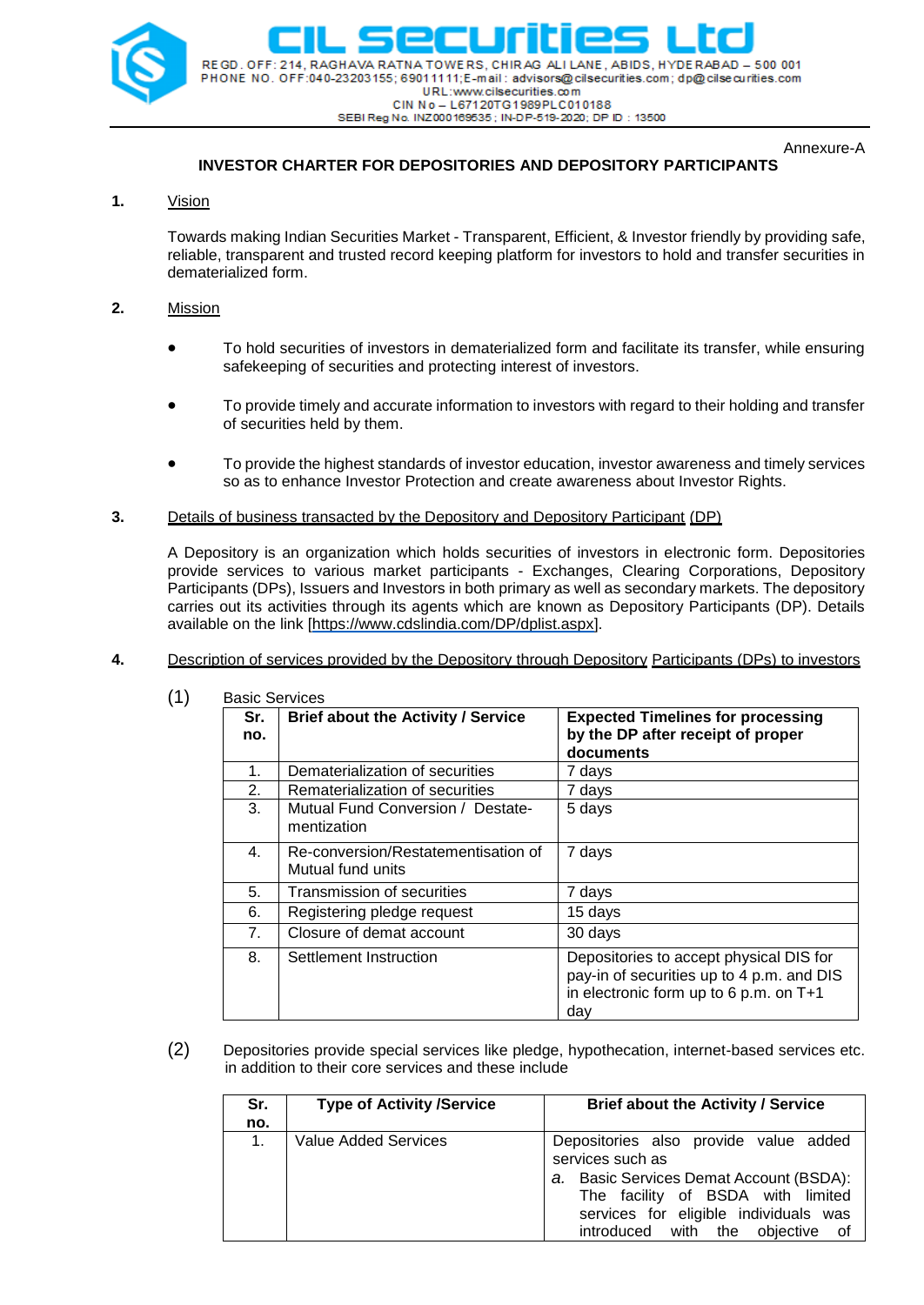# CIL Securities Ltd

REGD. OFF: 214, RAGHAVA RATNA TOWERS, CHIRAG ALI LANE, ABIDS, HYDERABAD – 500 001
PHONE NO. OFF:040-23203155; 69011111;E-mail : advisors@cilsecurities.com; dp@cilsecurities.com
URL:www.cilsecurities.com
CIN No – L67120TG1989PLC010188
SEBI Reg No. INZ000169535 ; IN-DP-519-2020; DP ID : 13500

Annexure-A

## INVESTOR CHARTER FOR DEPOSITORIES AND DEPOSITORY PARTICIPANTS

**1.** Vision

Towards making Indian Securities Market - Transparent, Efficient, & Investor friendly by providing safe, reliable, transparent and trusted record keeping platform for investors to hold and transfer securities in dematerialized form.

**2.** Mission

- To hold securities of investors in dematerialized form and facilitate its transfer, while ensuring safekeeping of securities and protecting interest of investors.
- To provide timely and accurate information to investors with regard to their holding and transfer of securities held by them.
- To provide the highest standards of investor education, investor awareness and timely services so as to enhance Investor Protection and create awareness about Investor Rights.

**3.** Details of business transacted by the Depository and Depository Participant (DP)

A Depository is an organization which holds securities of investors in electronic form. Depositories provide services to various market participants - Exchanges, Clearing Corporations, Depository Participants (DPs), Issuers and Investors in both primary as well as secondary markets. The depository carries out its activities through its agents which are known as Depository Participants (DP). Details available on the link [https://www.cdslindia.com/DP/dplist.aspx].

**4.** Description of services provided by the Depository through Depository Participants (DPs) to investors

(1) Basic Services

| Sr. no. | Brief about the Activity / Service | Expected Timelines for processing by the DP after receipt of proper documents |
|---|---|---|
| 1. | Dematerialization of securities | 7 days |
| 2. | Rematerialization of securities | 7 days |
| 3. | Mutual Fund Conversion / Destate-mentization | 5 days |
| 4. | Re-conversion/Restatementisation of Mutual fund units | 7 days |
| 5. | Transmission of securities | 7 days |
| 6. | Registering pledge request | 15 days |
| 7. | Closure of demat account | 30 days |
| 8. | Settlement Instruction | Depositories to accept physical DIS for pay-in of securities up to 4 p.m. and DIS in electronic form up to 6 p.m. on T+1 day |

(2) Depositories provide special services like pledge, hypothecation, internet-based services etc. in addition to their core services and these include

| Sr. no. | Type of Activity /Service | Brief about the Activity / Service |
|---|---|---|
| 1. | Value Added Services | Depositories also provide value added services such as<br>a. Basic Services Demat Account (BSDA): The facility of BSDA with limited services for eligible individuals was introduced with the objective of |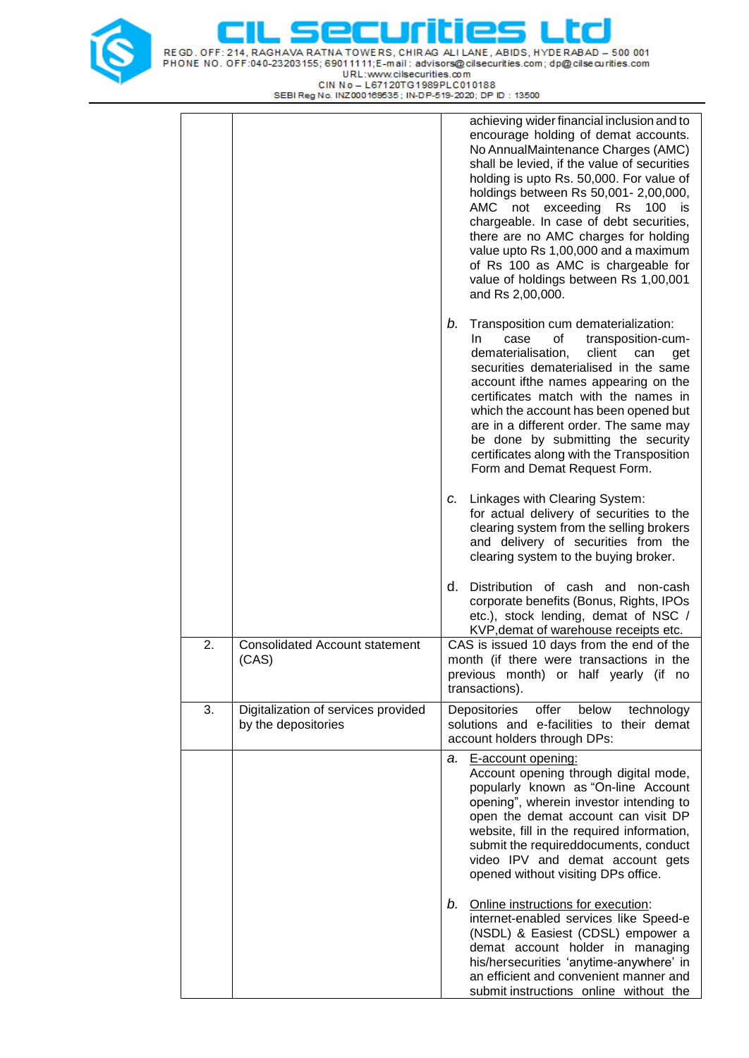| | | |
|---|---|---|
| | | achieving wider financial inclusion and to encourage holding of demat accounts. No AnnualMaintenance Charges (AMC) shall be levied, if the value of securities holding is upto Rs. 50,000. For value of holdings between Rs 50,001- 2,00,000, AMC not exceeding Rs 100 is chargeable. In case of debt securities, there are no AMC charges for holding value upto Rs 1,00,000 and a maximum of Rs 100 as AMC is chargeable for value of holdings between Rs 1,00,001 and Rs 2,00,000.<br><br>*b.* Transposition cum dematerialization: In case of transposition-cum-dematerialisation, client can get securities dematerialised in the same account ifthe names appearing on the certificates match with the names in which the account has been opened but are in a different order. The same may be done by submitting the security certificates along with the Transposition Form and Demat Request Form.<br><br>*c.* Linkages with Clearing System: for actual delivery of securities to the clearing system from the selling brokers and delivery of securities from the clearing system to the buying broker.<br><br>d. Distribution of cash and non-cash corporate benefits (Bonus, Rights, IPOs etc.), stock lending, demat of NSC / KVP,demat of warehouse receipts etc. |
| 2. | Consolidated Account statement (CAS) | CAS is issued 10 days from the end of the month (if there were transactions in the previous month) or half yearly (if no transactions). |
| 3. | Digitalization of services provided by the depositories | Depositories offer below technology solutions and e-facilities to their demat account holders through DPs: |
| | | *a.* E-account opening: Account opening through digital mode, popularly known as "On-line Account opening", wherein investor intending to open the demat account can visit DP website, fill in the required information, submit the requireddocuments, conduct video IPV and demat account gets opened without visiting DPs office.<br><br>*b.* Online instructions for execution: internet-enabled services like Speed-e (NSDL) & Easiest (CDSL) empower a demat account holder in managing his/hersecurities 'anytime-anywhere' in an efficient and convenient manner and submit instructions online without the |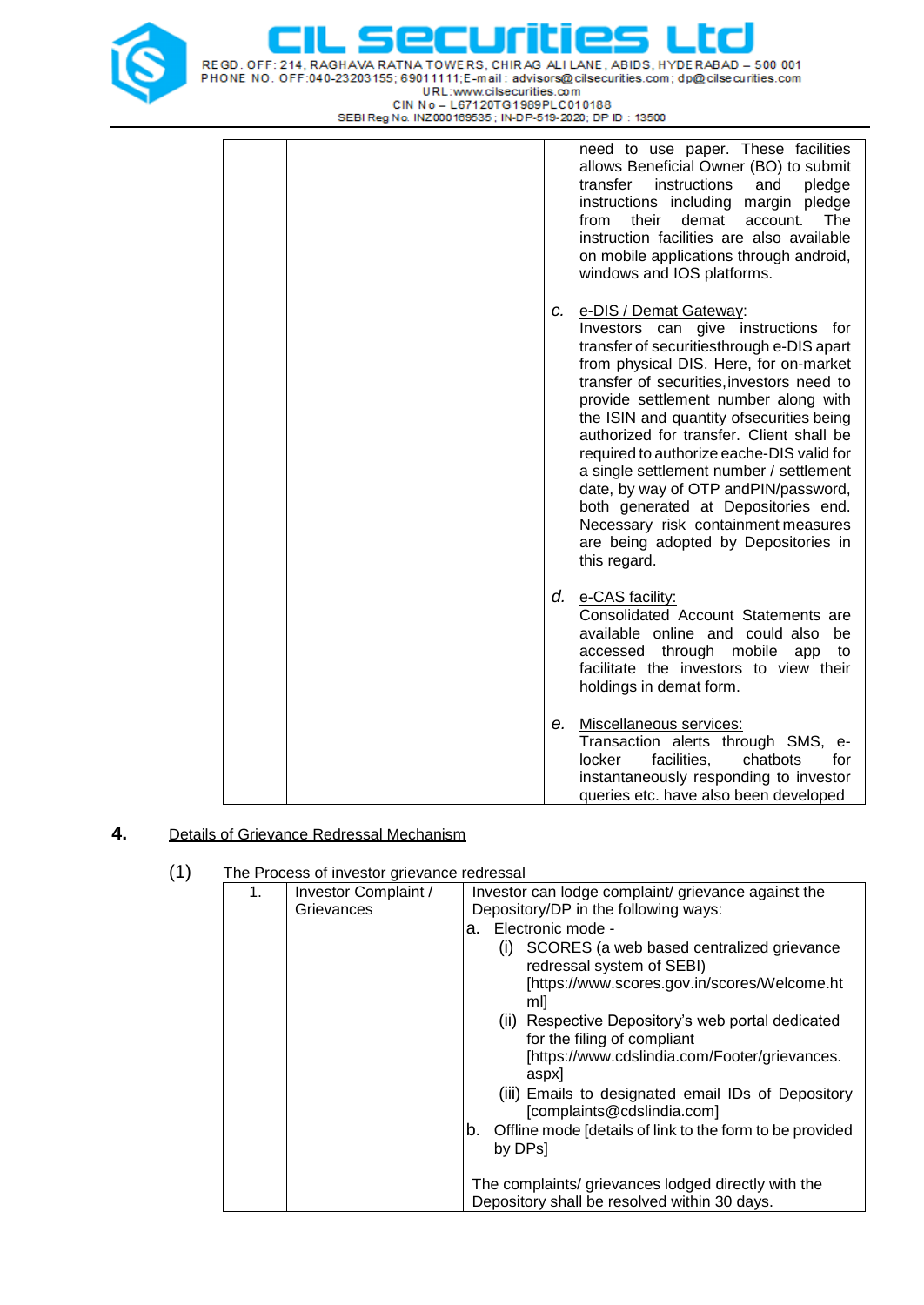| | | |
|---|---|---|
| | | need to use paper. These facilities allows Beneficial Owner (BO) to submit transfer instructions and pledge instructions including margin pledge from their demat account. The instruction facilities are also available on mobile applications through android, windows and IOS platforms.<br><br>*c.* e-DIS / Demat Gateway:<br>Investors can give instructions for transfer of securitiesthrough e-DIS apart from physical DIS. Here, for on-market transfer of securities,investors need to provide settlement number along with the ISIN and quantity ofsecurities being authorized for transfer. Client shall be required to authorize eache-DIS valid for a single settlement number / settlement date, by way of OTP andPIN/password, both generated at Depositories end. Necessary risk containment measures are being adopted by Depositories in this regard.<br><br>*d.* e-CAS facility:<br>Consolidated Account Statements are available online and could also be accessed through mobile app to facilitate the investors to view their holdings in demat form.<br><br>*e.* Miscellaneous services:<br>Transaction alerts through SMS, e-locker facilities, chatbots for instantaneously responding to investor queries etc. have also been developed |

**4.** Details of Grievance Redressal Mechanism

(1) The Process of investor grievance redressal

| | | |
|---|---|---|
| 1. | Investor Complaint / Grievances | Investor can lodge complaint/ grievance against the Depository/DP in the following ways:<br>a. Electronic mode -<br>(i) SCORES (a web based centralized grievance redressal system of SEBI) [https://www.scores.gov.in/scores/Welcome.html]<br>(ii) Respective Depository's web portal dedicated for the filing of compliant [https://www.cdslindia.com/Footer/grievances.aspx]<br>(iii) Emails to designated email IDs of Depository [complaints@cdslindia.com]<br>b. Offline mode [details of link to the form to be provided by DPs]<br><br>The complaints/ grievances lodged directly with the Depository shall be resolved within 30 days. |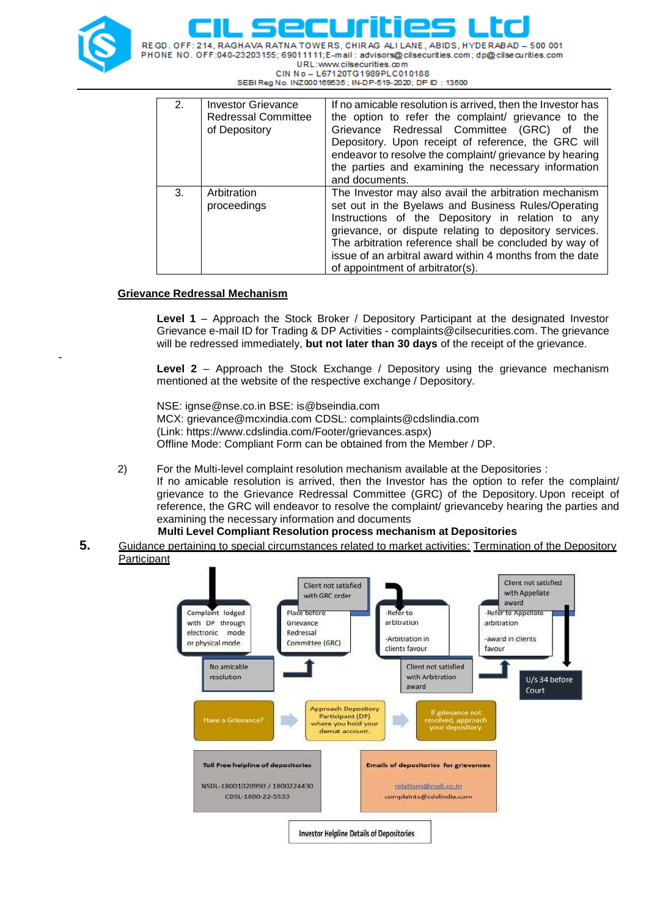| | | |
|---|---|---|
| 2. | Investor Grievance Redressal Committee of Depository | If no amicable resolution is arrived, then the Investor has the option to refer the complaint/ grievance to the Grievance Redressal Committee (GRC) of the Depository. Upon receipt of reference, the GRC will endeavor to resolve the complaint/ grievance by hearing the parties and examining the necessary information and documents. |
| 3. | Arbitration proceedings | The Investor may also avail the arbitration mechanism set out in the Byelaws and Business Rules/Operating Instructions of the Depository in relation to any grievance, or dispute relating to depository services. The arbitration reference shall be concluded by way of issue of an arbitral award within 4 months from the date of appointment of arbitrator(s). |

**Grievance Redressal Mechanism**

**Level 1** – Approach the Stock Broker / Depository Participant at the designated Investor Grievance e-mail ID for Trading & DP Activities - complaints@cilsecurities.com. The grievance will be redressed immediately, **but not later than 30 days** of the receipt of the grievance.

**Level 2** – Approach the Stock Exchange / Depository using the grievance mechanism mentioned at the website of the respective exchange / Depository.

NSE: ignse@nse.co.in BSE: is@bseindia.com
MCX: grievance@mcxindia.com CDSL: complaints@cdslindia.com
(Link: https://www.cdslindia.com/Footer/grievances.aspx)
Offline Mode: Compliant Form can be obtained from the Member / DP.

2) For the Multi-level complaint resolution mechanism available at the Depositories :
If no amicable resolution is arrived, then the Investor has the option to refer the complaint/ grievance to the Grievance Redressal Committee (GRC) of the Depository. Upon receipt of reference, the GRC will endeavor to resolve the complaint/ grievanceby hearing the parties and examining the necessary information and documents

**Multi Level Compliant Resolution process mechanism at Depositories**

**5.** Guidance pertaining to special circumstances related to market activities: Termination of the Depository Participant

Complaint lodged with DP through electronic mode or physical mode

No amicable resolution

Client not satisfied with GRC order

Place before Grievance Redressal Committee (GRC)

-Refer to arbitration

-Arbitration in clients favour

Client not satisfied with Arbitration award

Client not satisfied with Appellate award

-Refer to Appellate arbitration

-award in clients favour

U/s 34 before Court

Have a Grievance?

Approach Depository Participant (DP) where you hold your demat account.

If grievance not resolved, approach your depository.

Toll Free helpline of depositories

NSDL-18001020990 / 1800224430

CDSL-1800-22-5533

Emails of depositories for grievances

relations@nsdl.co.in

complaints@cdslindia.com

Investor Helpline Details of Depositories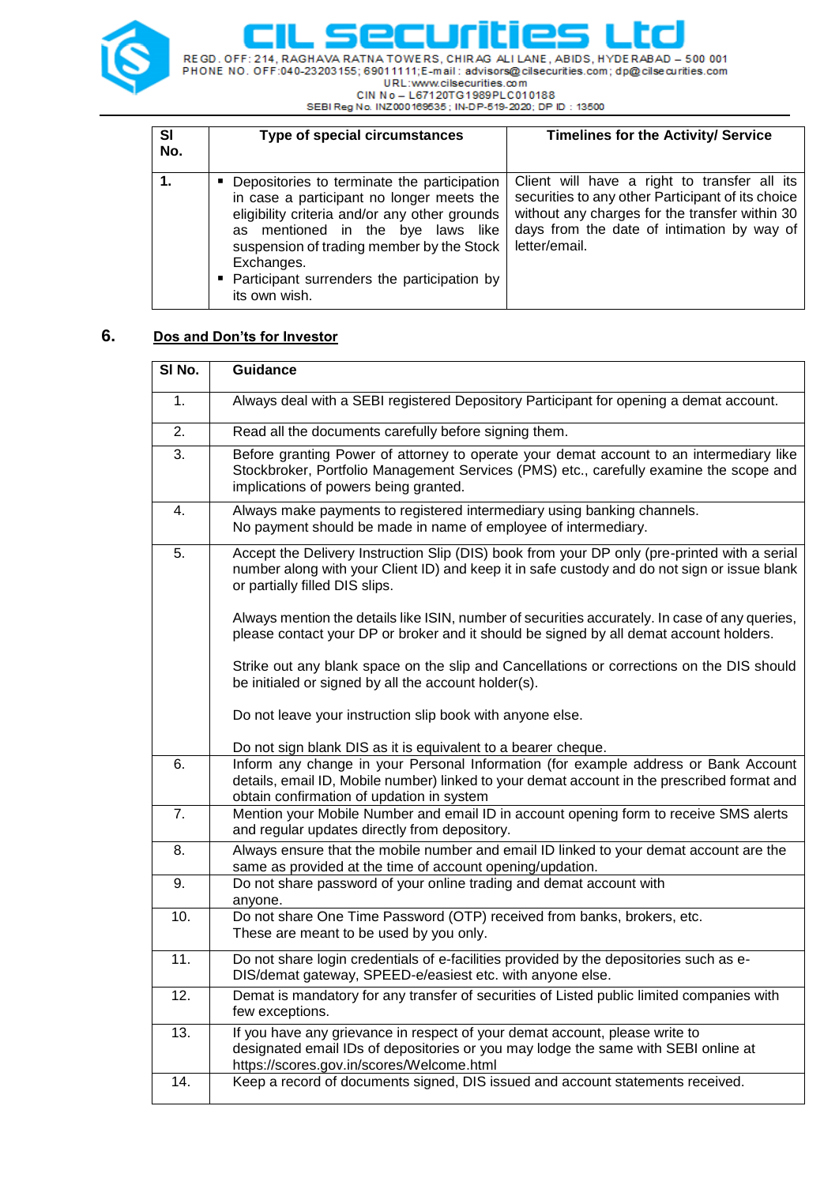| Sl No. | Type of special circumstances | Timelines for the Activity/ Service |
|---|---|---|
| 1. | ▪ Depositories to terminate the participation in case a participant no longer meets the eligibility criteria and/or any other grounds as mentioned in the bye laws like suspension of trading member by the Stock Exchanges.<br>▪ Participant surrenders the participation by its own wish. | Client will have a right to transfer all its securities to any other Participant of its choice without any charges for the transfer within 30 days from the date of intimation by way of letter/email. |

## 6. Dos and Don'ts for Investor

| Sl No. | Guidance |
|---|---|
| 1. | Always deal with a SEBI registered Depository Participant for opening a demat account. |
| 2. | Read all the documents carefully before signing them. |
| 3. | Before granting Power of attorney to operate your demat account to an intermediary like Stockbroker, Portfolio Management Services (PMS) etc., carefully examine the scope and implications of powers being granted. |
| 4. | Always make payments to registered intermediary using banking channels.<br>No payment should be made in name of employee of intermediary. |
| 5. | Accept the Delivery Instruction Slip (DIS) book from your DP only (pre-printed with a serial number along with your Client ID) and keep it in safe custody and do not sign or issue blank or partially filled DIS slips.<br><br>Always mention the details like ISIN, number of securities accurately. In case of any queries, please contact your DP or broker and it should be signed by all demat account holders.<br><br>Strike out any blank space on the slip and Cancellations or corrections on the DIS should be initialed or signed by all the account holder(s).<br><br>Do not leave your instruction slip book with anyone else.<br><br>Do not sign blank DIS as it is equivalent to a bearer cheque. |
| 6. | Inform any change in your Personal Information (for example address or Bank Account details, email ID, Mobile number) linked to your demat account in the prescribed format and obtain confirmation of updation in system |
| 7. | Mention your Mobile Number and email ID in account opening form to receive SMS alerts and regular updates directly from depository. |
| 8. | Always ensure that the mobile number and email ID linked to your demat account are the same as provided at the time of account opening/updation. |
| 9. | Do not share password of your online trading and demat account with anyone. |
| 10. | Do not share One Time Password (OTP) received from banks, brokers, etc.<br>These are meant to be used by you only. |
| 11. | Do not share login credentials of e-facilities provided by the depositories such as e-DIS/demat gateway, SPEED-e/easiest etc. with anyone else. |
| 12. | Demat is mandatory for any transfer of securities of Listed public limited companies with few exceptions. |
| 13. | If you have any grievance in respect of your demat account, please write to designated email IDs of depositories or you may lodge the same with SEBI online at https://scores.gov.in/scores/Welcome.html |
| 14. | Keep a record of documents signed, DIS issued and account statements received. |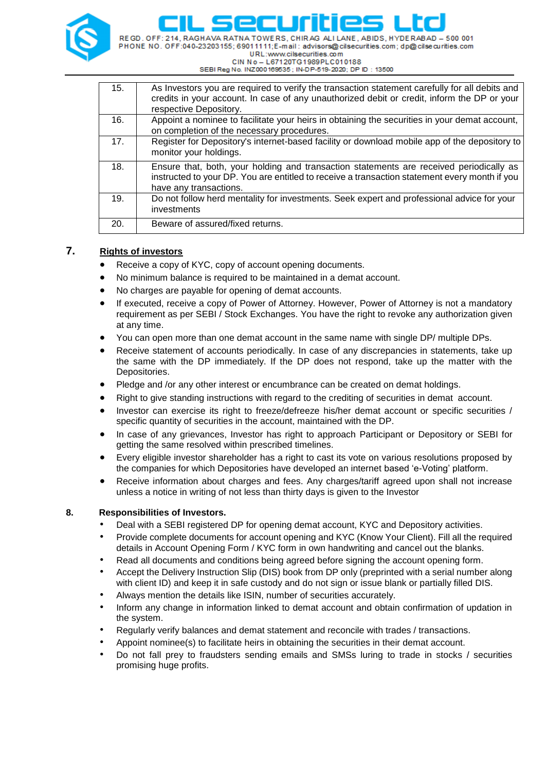| | |
|---|---|
| 15. | As Investors you are required to verify the transaction statement carefully for all debits and credits in your account. In case of any unauthorized debit or credit, inform the DP or your respective Depository. |
| 16. | Appoint a nominee to facilitate your heirs in obtaining the securities in your demat account, on completion of the necessary procedures. |
| 17. | Register for Depository's internet-based facility or download mobile app of the depository to monitor your holdings. |
| 18. | Ensure that, both, your holding and transaction statements are received periodically as instructed to your DP. You are entitled to receive a transaction statement every month if you have any transactions. |
| 19. | Do not follow herd mentality for investments. Seek expert and professional advice for your investments |
| 20. | Beware of assured/fixed returns. |

## 7. Rights of investors

- Receive a copy of KYC, copy of account opening documents.
- No minimum balance is required to be maintained in a demat account.
- No charges are payable for opening of demat accounts.
- If executed, receive a copy of Power of Attorney. However, Power of Attorney is not a mandatory requirement as per SEBI / Stock Exchanges. You have the right to revoke any authorization given at any time.
- You can open more than one demat account in the same name with single DP/ multiple DPs.
- Receive statement of accounts periodically. In case of any discrepancies in statements, take up the same with the DP immediately. If the DP does not respond, take up the matter with the Depositories.
- Pledge and /or any other interest or encumbrance can be created on demat holdings.
- Right to give standing instructions with regard to the crediting of securities in demat account.
- Investor can exercise its right to freeze/defreeze his/her demat account or specific securities / specific quantity of securities in the account, maintained with the DP.
- In case of any grievances, Investor has right to approach Participant or Depository or SEBI for getting the same resolved within prescribed timelines.
- Every eligible investor shareholder has a right to cast its vote on various resolutions proposed by the companies for which Depositories have developed an internet based 'e-Voting' platform.
- Receive information about charges and fees. Any charges/tariff agreed upon shall not increase unless a notice in writing of not less than thirty days is given to the Investor

## 8. Responsibilities of Investors.

- Deal with a SEBI registered DP for opening demat account, KYC and Depository activities.
- Provide complete documents for account opening and KYC (Know Your Client). Fill all the required details in Account Opening Form / KYC form in own handwriting and cancel out the blanks.
- Read all documents and conditions being agreed before signing the account opening form.
- Accept the Delivery Instruction Slip (DIS) book from DP only (preprinted with a serial number along with client ID) and keep it in safe custody and do not sign or issue blank or partially filled DIS.
- Always mention the details like ISIN, number of securities accurately.
- Inform any change in information linked to demat account and obtain confirmation of updation in the system.
- Regularly verify balances and demat statement and reconcile with trades / transactions.
- Appoint nominee(s) to facilitate heirs in obtaining the securities in their demat account.
- Do not fall prey to fraudsters sending emails and SMSs luring to trade in stocks / securities promising huge profits.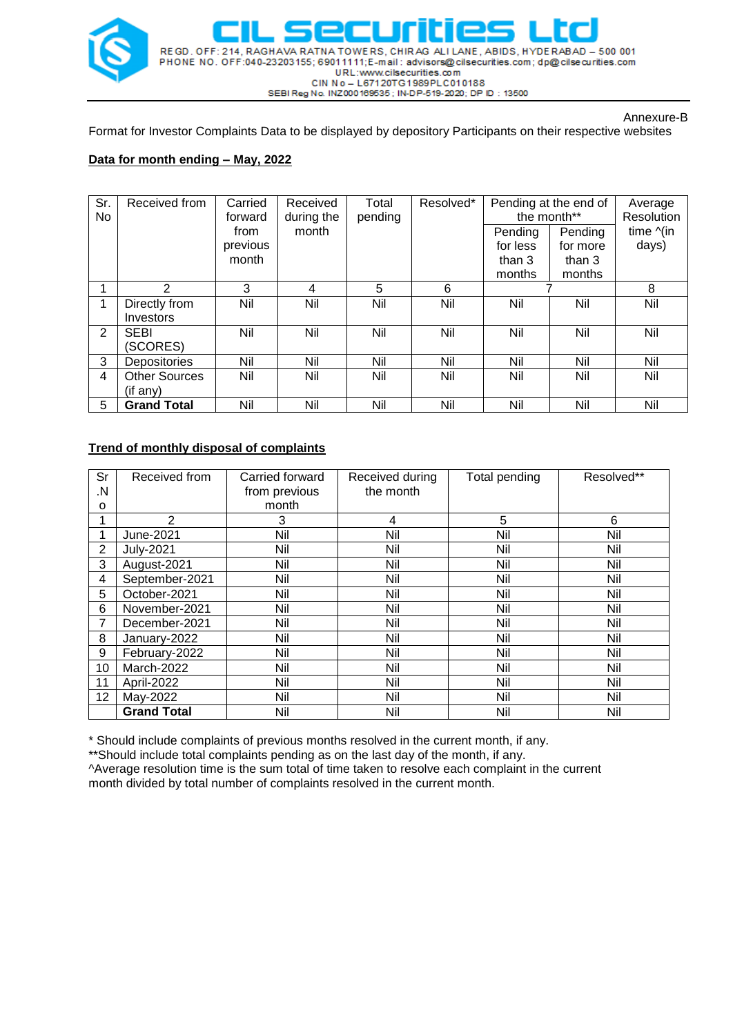# CIL Securities Ltd

REGD. OFF: 214, RAGHAVA RATNA TOWERS, CHIRAG ALI LANE, ABIDS, HYDERABAD – 500 001
PHONE NO. OFF:040-23203155; 69011111;E-mail : advisors@cilsecurities.com; dp@cilsecurities.com
URL:www.cilsecurities.com
CIN No – L67120TG1989PLC010188
SEBI Reg No. INZ000169535 ; IN-DP-519-2020; DP ID : 13500

Annexure-B

Format for Investor Complaints Data to be displayed by depository Participants on their respective websites

**Data for month ending – May, 2022**

| Sr. No | Received from | Carried forward from previous month | Received during the month | Total pending | Resolved* | Pending at the end of the month** | | Average Resolution time ^(in days) |
|---|---|---|---|---|---|---|---|---|
| | | | | | | Pending for less than 3 months | Pending for more than 3 months | |
| 1 | 2 | 3 | 4 | 5 | 6 | 7 | | 8 |
| 1 | Directly from Investors | Nil | Nil | Nil | Nil | Nil | Nil | Nil |
| 2 | SEBI (SCORES) | Nil | Nil | Nil | Nil | Nil | Nil | Nil |
| 3 | Depositories | Nil | Nil | Nil | Nil | Nil | Nil | Nil |
| 4 | Other Sources (if any) | Nil | Nil | Nil | Nil | Nil | Nil | Nil |
| 5 | **Grand Total** | Nil | Nil | Nil | Nil | Nil | Nil | Nil |

**Trend of monthly disposal of complaints**

| Sr .No | Received from | Carried forward from previous month | Received during the month | Total pending | Resolved** |
|---|---|---|---|---|---|
| 1 | 2 | 3 | 4 | 5 | 6 |
| 1 | June-2021 | Nil | Nil | Nil | Nil |
| 2 | July-2021 | Nil | Nil | Nil | Nil |
| 3 | August-2021 | Nil | Nil | Nil | Nil |
| 4 | September-2021 | Nil | Nil | Nil | Nil |
| 5 | October-2021 | Nil | Nil | Nil | Nil |
| 6 | November-2021 | Nil | Nil | Nil | Nil |
| 7 | December-2021 | Nil | Nil | Nil | Nil |
| 8 | January-2022 | Nil | Nil | Nil | Nil |
| 9 | February-2022 | Nil | Nil | Nil | Nil |
| 10 | March-2022 | Nil | Nil | Nil | Nil |
| 11 | April-2022 | Nil | Nil | Nil | Nil |
| 12 | May-2022 | Nil | Nil | Nil | Nil |
| | **Grand Total** | Nil | Nil | Nil | Nil |

* Should include complaints of previous months resolved in the current month, if any.

**Should include total complaints pending as on the last day of the month, if any.

^Average resolution time is the sum total of time taken to resolve each complaint in the current month divided by total number of complaints resolved in the current month.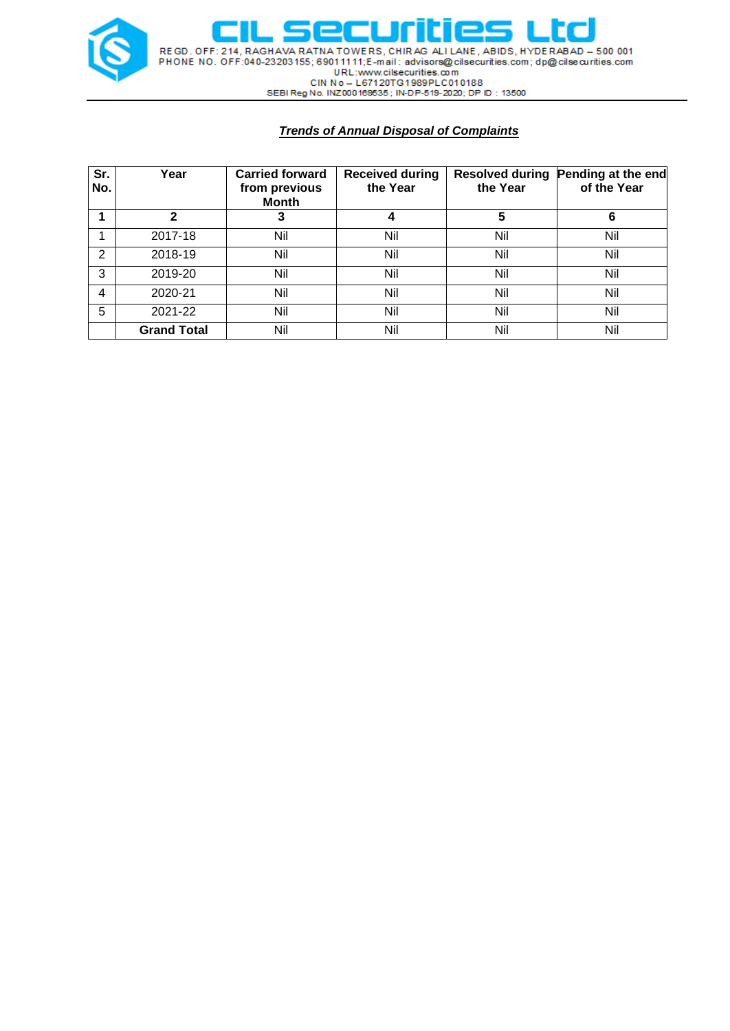# CIL Securities Ltd

REGD. OFF: 214, RAGHAVA RATNA TOWERS, CHIRAG ALI LANE, ABIDS, HYDERABAD – 500 001
PHONE NO. OFF:040-23203155; 69011111;E-mail : advisors@cilsecurities.com; dp@cilsecurities.com
URL:www.cilsecurities.com
CIN No – L67120TG1989PLC010188
SEBI Reg No. INZ000169535 ; IN-DP-519-2020; DP ID : 13500

## ***Trends of Annual Disposal of Complaints***

| Sr. No. | Year | Carried forward from previous Month | Received during the Year | Resolved during the Year | Pending at the end of the Year |
|---|---|---|---|---|---|
| **1** | **2** | **3** | **4** | **5** | **6** |
| 1 | 2017-18 | Nil | Nil | Nil | Nil |
| 2 | 2018-19 | Nil | Nil | Nil | Nil |
| 3 | 2019-20 | Nil | Nil | Nil | Nil |
| 4 | 2020-21 | Nil | Nil | Nil | Nil |
| 5 | 2021-22 | Nil | Nil | Nil | Nil |
| | **Grand Total** | Nil | Nil | Nil | Nil |